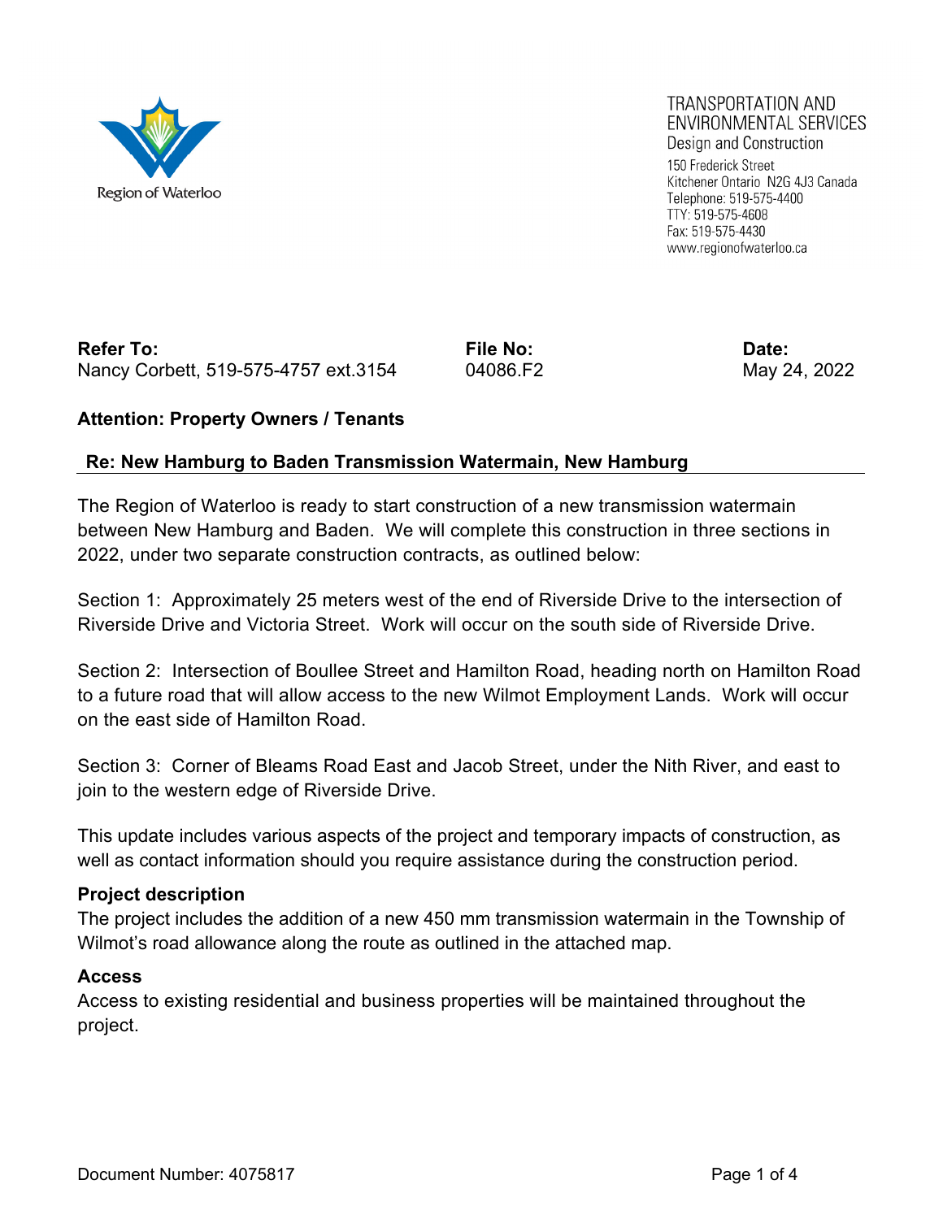Region of Waterloo

TRANSPORTATION AND ENVIRONMENTAL SERVICES
Design and Construction

150 Frederick Street
Kitchener Ontario N2G 4J3 Canada
Telephone: 519-575-4400
TTY: 519-575-4608
Fax: 519-575-4430
www.regionofwaterloo.ca

| **Refer To:** | **File No:** | **Date:** |
| --- | --- | --- |
| Nancy Corbett, 519-575-4757 ext.3154 | 04086.F2 | May 24, 2022 |

**Attention: Property Owners / Tenants**

**Re: New Hamburg to Baden Transmission Watermain, New Hamburg**

The Region of Waterloo is ready to start construction of a new transmission watermain between New Hamburg and Baden. We will complete this construction in three sections in 2022, under two separate construction contracts, as outlined below:

Section 1: Approximately 25 meters west of the end of Riverside Drive to the intersection of Riverside Drive and Victoria Street. Work will occur on the south side of Riverside Drive.

Section 2: Intersection of Boullee Street and Hamilton Road, heading north on Hamilton Road to a future road that will allow access to the new Wilmot Employment Lands. Work will occur on the east side of Hamilton Road.

Section 3: Corner of Bleams Road East and Jacob Street, under the Nith River, and east to join to the western edge of Riverside Drive.

This update includes various aspects of the project and temporary impacts of construction, as well as contact information should you require assistance during the construction period.

## Project description

The project includes the addition of a new 450 mm transmission watermain in the Township of Wilmot's road allowance along the route as outlined in the attached map.

## Access

Access to existing residential and business properties will be maintained throughout the project.

Document Number: 4075817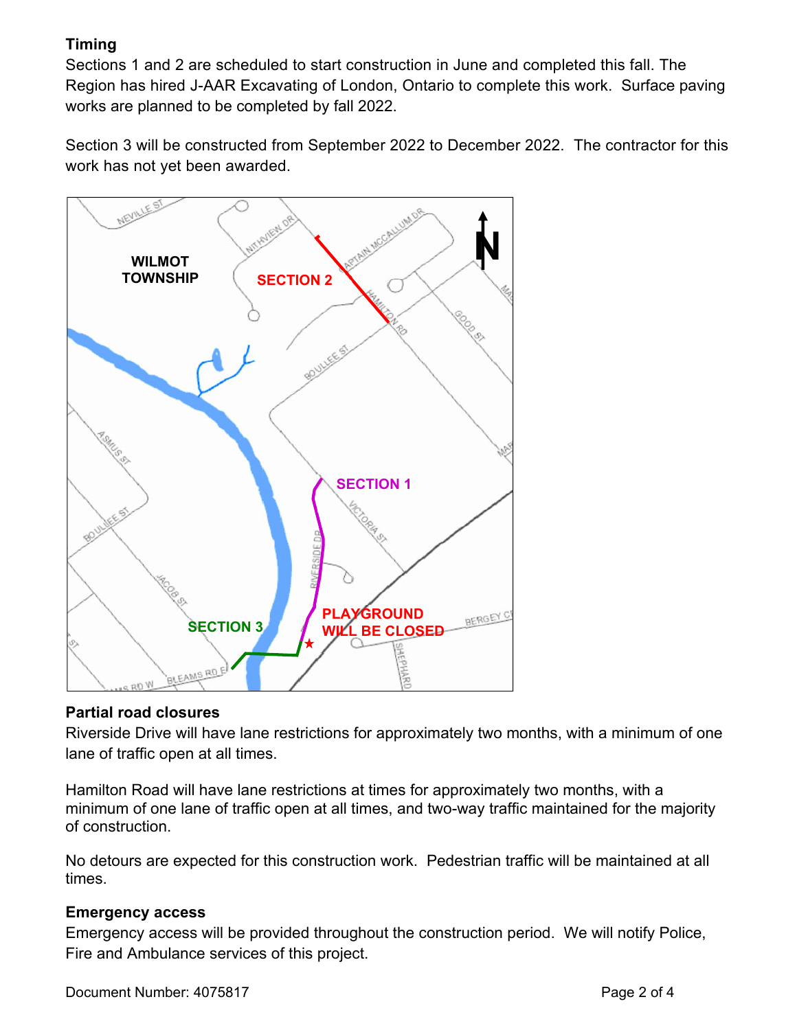**Timing**

Sections 1 and 2 are scheduled to start construction in June and completed this fall. The Region has hired J-AAR Excavating of London, Ontario to complete this work. Surface paving works are planned to be completed by fall 2022.

Section 3 will be constructed from September 2022 to December 2022. The contractor for this work has not yet been awarded.

**Partial road closures**

Riverside Drive will have lane restrictions for approximately two months, with a minimum of one lane of traffic open at all times.

Hamilton Road will have lane restrictions at times for approximately two months, with a minimum of one lane of traffic open at all times, and two-way traffic maintained for the majority of construction.

No detours are expected for this construction work. Pedestrian traffic will be maintained at all times.

**Emergency access**

Emergency access will be provided throughout the construction period. We will notify Police, Fire and Ambulance services of this project.

Document Number: 4075817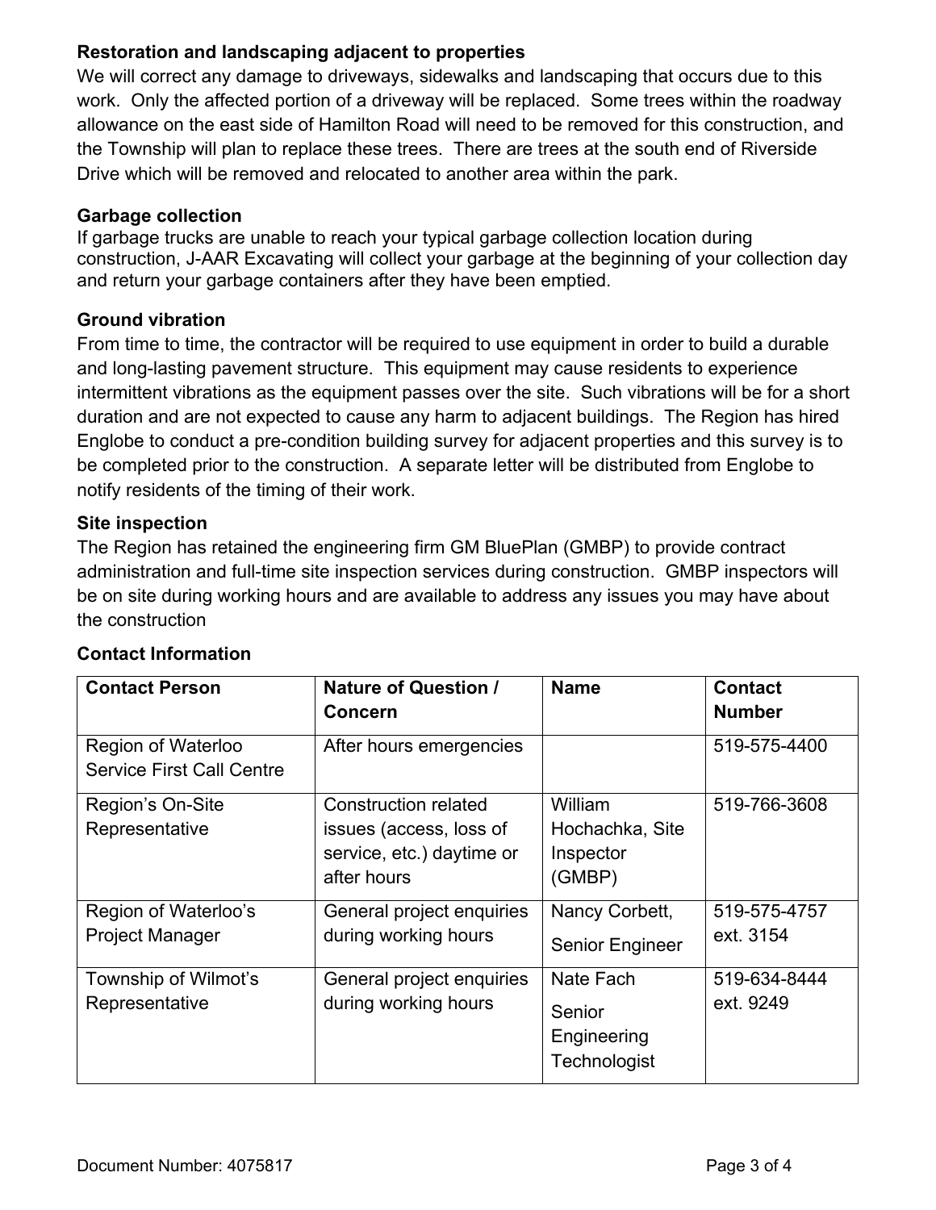**Restoration and landscaping adjacent to properties**

We will correct any damage to driveways, sidewalks and landscaping that occurs due to this work. Only the affected portion of a driveway will be replaced. Some trees within the roadway allowance on the east side of Hamilton Road will need to be removed for this construction, and the Township will plan to replace these trees. There are trees at the south end of Riverside Drive which will be removed and relocated to another area within the park.

**Garbage collection**

If garbage trucks are unable to reach your typical garbage collection location during construction, J-AAR Excavating will collect your garbage at the beginning of your collection day and return your garbage containers after they have been emptied.

**Ground vibration**

From time to time, the contractor will be required to use equipment in order to build a durable and long-lasting pavement structure. This equipment may cause residents to experience intermittent vibrations as the equipment passes over the site. Such vibrations will be for a short duration and are not expected to cause any harm to adjacent buildings. The Region has hired Englobe to conduct a pre-condition building survey for adjacent properties and this survey is to be completed prior to the construction. A separate letter will be distributed from Englobe to notify residents of the timing of their work.

**Site inspection**

The Region has retained the engineering firm GM BluePlan (GMBP) to provide contract administration and full-time site inspection services during construction. GMBP inspectors will be on site during working hours and are available to address any issues you may have about the construction

**Contact Information**

| Contact Person | Nature of Question / Concern | Name | Contact Number |
|---|---|---|---|
| Region of Waterloo Service First Call Centre | After hours emergencies | | 519-575-4400 |
| Region's On-Site Representative | Construction related issues (access, loss of service, etc.) daytime or after hours | William Hochachka, Site Inspector (GMBP) | 519-766-3608 |
| Region of Waterloo's Project Manager | General project enquiries during working hours | Nancy Corbett, Senior Engineer | 519-575-4757 ext. 3154 |
| Township of Wilmot's Representative | General project enquiries during working hours | Nate Fach Senior Engineering Technologist | 519-634-8444 ext. 9249 |

Document Number: 4075817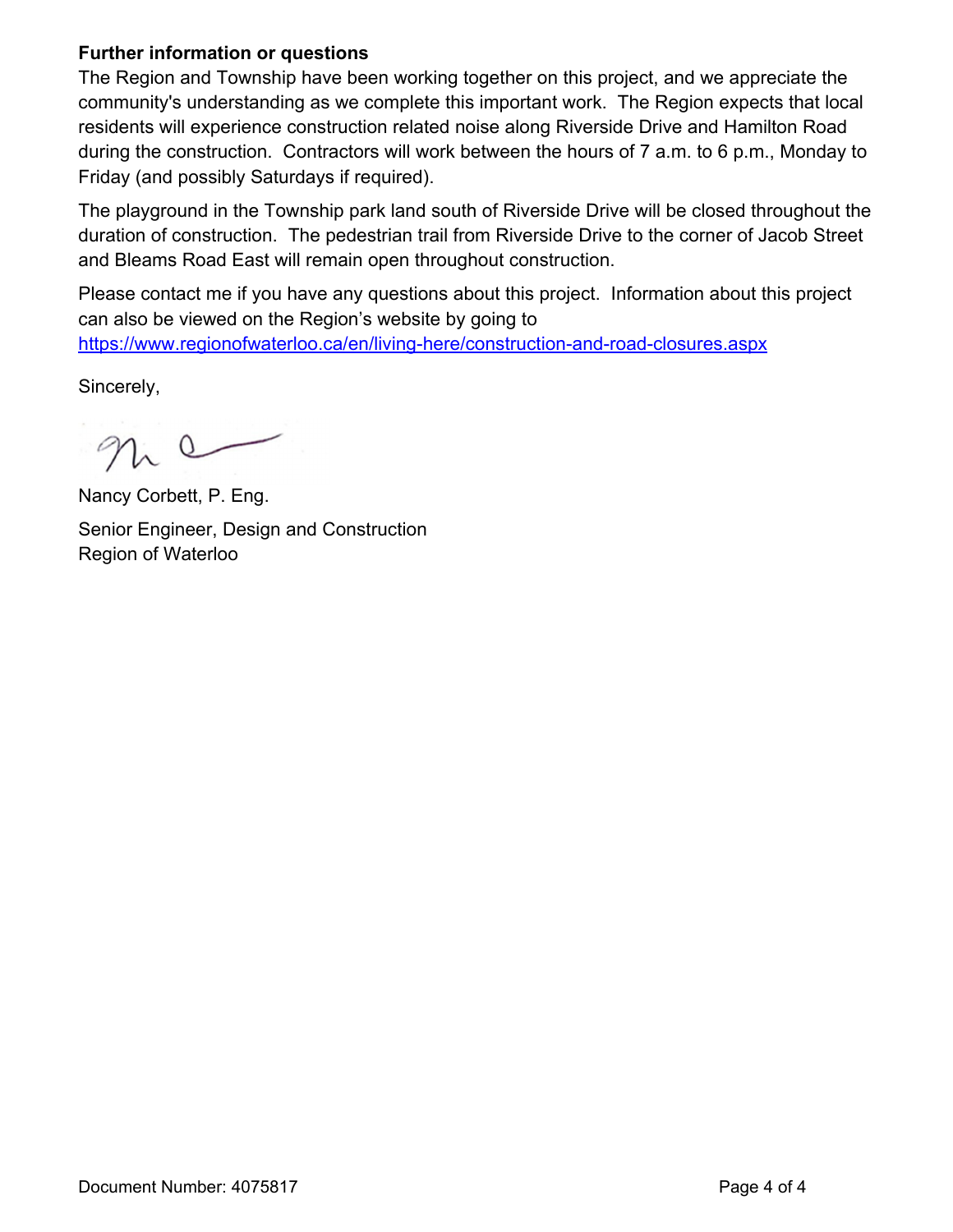**Further information or questions**

The Region and Township have been working together on this project, and we appreciate the community's understanding as we complete this important work. The Region expects that local residents will experience construction related noise along Riverside Drive and Hamilton Road during the construction. Contractors will work between the hours of 7 a.m. to 6 p.m., Monday to Friday (and possibly Saturdays if required).

The playground in the Township park land south of Riverside Drive will be closed throughout the duration of construction. The pedestrian trail from Riverside Drive to the corner of Jacob Street and Bleams Road East will remain open throughout construction.

Please contact me if you have any questions about this project. Information about this project can also be viewed on the Region's website by going to https://www.regionofwaterloo.ca/en/living-here/construction-and-road-closures.aspx

Sincerely,

Nancy Corbett, P. Eng.

Senior Engineer, Design and Construction
Region of Waterloo

Document Number: 4075817